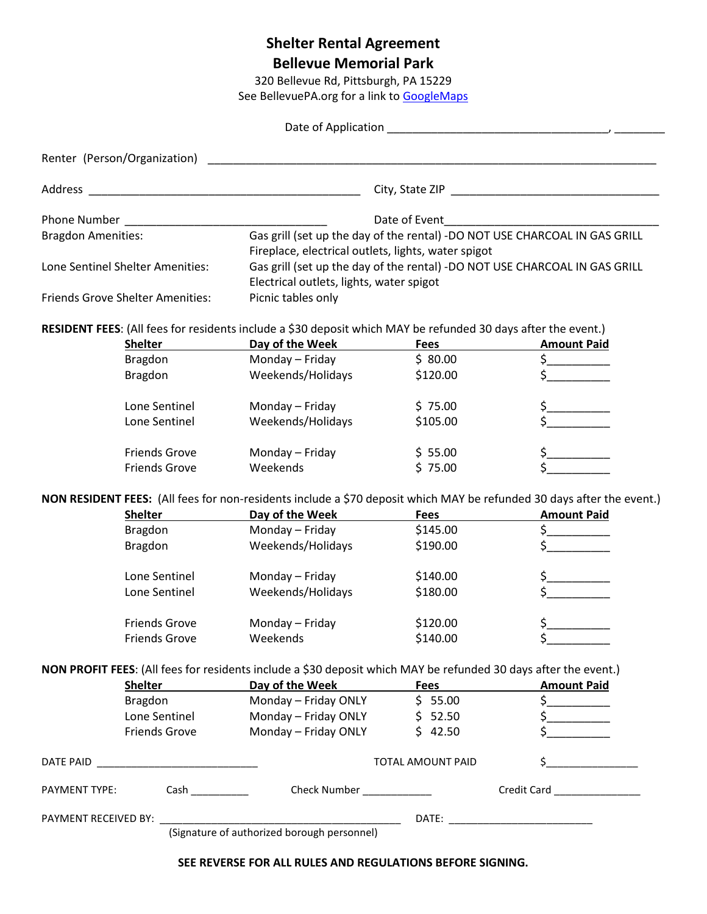# Shelter Rental Agreement
## Bellevue Memorial Park

320 Bellevue Rd, Pittsburgh, PA 15229
See BellevuePA.org for a link to GoogleMaps

Date of Application ___________________________________, ________

Renter (Person/Organization) ___________________________________________________________________________

Address ____________________________________________ City, State ZIP _________________________________

Phone Number _________________________________ Date of Event_________________________________

| | |
|---|---|
| Bragdon Amenities: | Gas grill (set up the day of the rental) -DO NOT USE CHARCOAL IN GAS GRILL<br>Fireplace, electrical outlets, lights, water spigot |
| Lone Sentinel Shelter Amenities: | Gas grill (set up the day of the rental) -DO NOT USE CHARCOAL IN GAS GRILL<br>Electrical outlets, lights, water spigot |
| Friends Grove Shelter Amenities: | Picnic tables only |

**RESIDENT FEES**: (All fees for residents include a $30 deposit which MAY be refunded 30 days after the event.)

| Shelter | Day of the Week | Fees | Amount Paid |
|---|---|---|---|
| Bragdon | Monday – Friday | $ 80.00 | $_________ |
| Bragdon | Weekends/Holidays | $120.00 | $_________ |
| Lone Sentinel | Monday – Friday | $ 75.00 | $_________ |
| Lone Sentinel | Weekends/Holidays | $105.00 | $_________ |
| Friends Grove | Monday – Friday | $ 55.00 | $_________ |
| Friends Grove | Weekends | $ 75.00 | $_________ |

**NON RESIDENT FEES:** (All fees for non-residents include a $70 deposit which MAY be refunded 30 days after the event.)

| Shelter | Day of the Week | Fees | Amount Paid |
|---|---|---|---|
| Bragdon | Monday – Friday | $145.00 | $_________ |
| Bragdon | Weekends/Holidays | $190.00 | $_________ |
| Lone Sentinel | Monday – Friday | $140.00 | $_________ |
| Lone Sentinel | Weekends/Holidays | $180.00 | $_________ |
| Friends Grove | Monday – Friday | $120.00 | $_________ |
| Friends Grove | Weekends | $140.00 | $_________ |

**NON PROFIT FEES**: (All fees for residents include a $30 deposit which MAY be refunded 30 days after the event.)

| Shelter | Day of the Week | Fees | Amount Paid |
|---|---|---|---|
| Bragdon | Monday – Friday ONLY | $ 55.00 | $_________ |
| Lone Sentinel | Monday – Friday ONLY | $ 52.50 | $_________ |
| Friends Grove | Monday – Friday ONLY | $ 42.50 | $_________ |

DATE PAID ___________________________ TOTAL AMOUNT PAID $_______________

PAYMENT TYPE: Cash __________ Check Number ____________ Credit Card _______________

PAYMENT RECEIVED BY: ________________________________________ DATE: ________________________
(Signature of authorized borough personnel)

**SEE REVERSE FOR ALL RULES AND REGULATIONS BEFORE SIGNING.**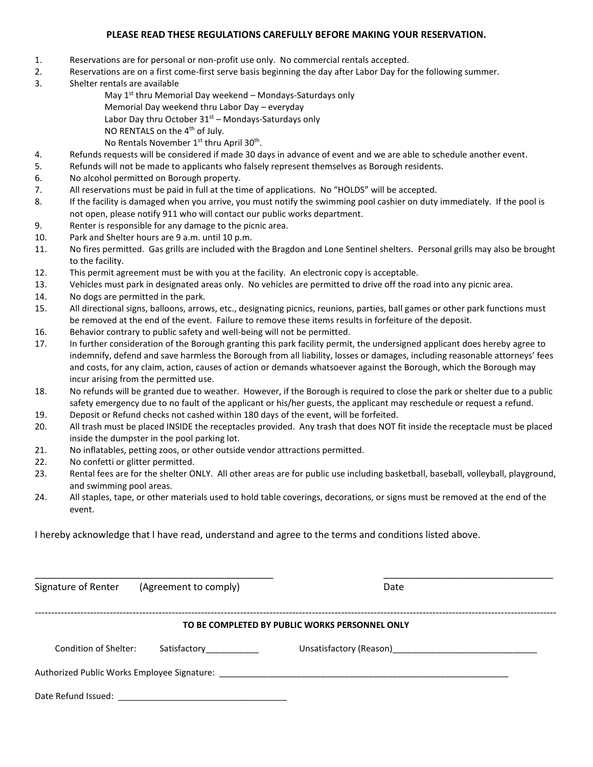**PLEASE READ THESE REGULATIONS CAREFULLY BEFORE MAKING YOUR RESERVATION.**

1. Reservations are for personal or non-profit use only. No commercial rentals accepted.
2. Reservations are on a first come-first serve basis beginning the day after Labor Day for the following summer.
3. Shelter rentals are available
   - May 1st thru Memorial Day weekend – Mondays-Saturdays only
   - Memorial Day weekend thru Labor Day – everyday
   - Labor Day thru October 31st – Mondays-Saturdays only
   - NO RENTALS on the 4th of July.
   - No Rentals November 1st thru April 30th.
4. Refunds requests will be considered if made 30 days in advance of event and we are able to schedule another event.
5. Refunds will not be made to applicants who falsely represent themselves as Borough residents.
6. No alcohol permitted on Borough property.
7. All reservations must be paid in full at the time of applications. No "HOLDS" will be accepted.
8. If the facility is damaged when you arrive, you must notify the swimming pool cashier on duty immediately. If the pool is not open, please notify 911 who will contact our public works department.
9. Renter is responsible for any damage to the picnic area.
10. Park and Shelter hours are 9 a.m. until 10 p.m.
11. No fires permitted. Gas grills are included with the Bragdon and Lone Sentinel shelters. Personal grills may also be brought to the facility.
12. This permit agreement must be with you at the facility. An electronic copy is acceptable.
13. Vehicles must park in designated areas only. No vehicles are permitted to drive off the road into any picnic area.
14. No dogs are permitted in the park.
15. All directional signs, balloons, arrows, etc., designating picnics, reunions, parties, ball games or other park functions must be removed at the end of the event. Failure to remove these items results in forfeiture of the deposit.
16. Behavior contrary to public safety and well-being will not be permitted.
17. In further consideration of the Borough granting this park facility permit, the undersigned applicant does hereby agree to indemnify, defend and save harmless the Borough from all liability, losses or damages, including reasonable attorneys' fees and costs, for any claim, action, causes of action or demands whatsoever against the Borough, which the Borough may incur arising from the permitted use.
18. No refunds will be granted due to weather. However, if the Borough is required to close the park or shelter due to a public safety emergency due to no fault of the applicant or his/her guests, the applicant may reschedule or request a refund.
19. Deposit or Refund checks not cashed within 180 days of the event, will be forfeited.
20. All trash must be placed INSIDE the receptacles provided. Any trash that does NOT fit inside the receptacle must be placed inside the dumpster in the pool parking lot.
21. No inflatables, petting zoos, or other outside vendor attractions permitted.
22. No confetti or glitter permitted.
23. Rental fees are for the shelter ONLY. All other areas are for public use including basketball, baseball, volleyball, playground, and swimming pool areas.
24. All staples, tape, or other materials used to hold table coverings, decorations, or signs must be removed at the end of the event.

I hereby acknowledge that I have read, understand and agree to the terms and conditions listed above.

_______________________________________________ _________________________________

Signature of Renter (Agreement to comply) Date

---

**TO BE COMPLETED BY PUBLIC WORKS PERSONNEL ONLY**

Condition of Shelter: Satisfactory___________ Unsatisfactory (Reason)______________________________

Authorized Public Works Employee Signature: ____________________________________________________________

Date Refund Issued: ___________________________________